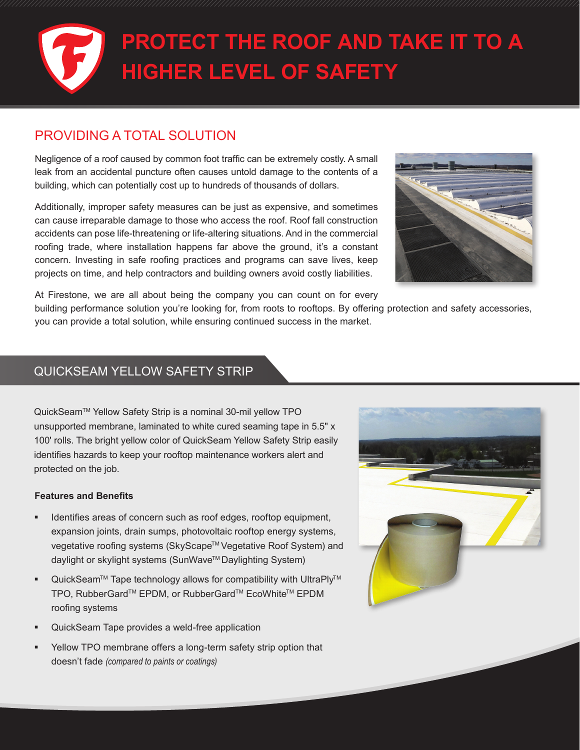# PROTECT THE ROOF AND TAKE IT TO A HIGHER LEVEL OF SAFETY

## PROVIDING A TOTAL SOLUTION

Negligence of a roof caused by common foot traffic can be extremely costly. A small leak from an accidental puncture often causes untold damage to the contents of a building, which can potentially cost up to hundreds of thousands of dollars.

Additionally, improper safety measures can be just as expensive, and sometimes can cause irreparable damage to those who access the roof. Roof fall construction accidents can pose life-threatening or life-altering situations. And in the commercial roofing trade, where installation happens far above the ground, it's a constant concern. Investing in safe roofing practices and programs can save lives, keep projects on time, and help contractors and building owners avoid costly liabilities.

At Firestone, we are all about being the company you can count on for every building performance solution you're looking for, from roots to rooftops. By offering protection and safety accessories, you can provide a total solution, while ensuring continued success in the market.

## QUICKSEAM YELLOW SAFETY STRIP

QuickSeam™ Yellow Safety Strip is a nominal 30-mil yellow TPO unsupported membrane, laminated to white cured seaming tape in 5.5" x 100' rolls. The bright yellow color of QuickSeam Yellow Safety Strip easily identifies hazards to keep your rooftop maintenance workers alert and protected on the job.

**Features and Benefits**

- Identifies areas of concern such as roof edges, rooftop equipment, expansion joints, drain sumps, photovoltaic rooftop energy systems, vegetative roofing systems (SkyScape™ Vegetative Roof System) and daylight or skylight systems (SunWave™ Daylighting System)
- QuickSeam™ Tape technology allows for compatibility with UltraPly™ TPO, RubberGard™ EPDM, or RubberGard™ EcoWhite™ EPDM roofing systems
- QuickSeam Tape provides a weld-free application
- Yellow TPO membrane offers a long-term safety strip option that doesn't fade *(compared to paints or coatings)*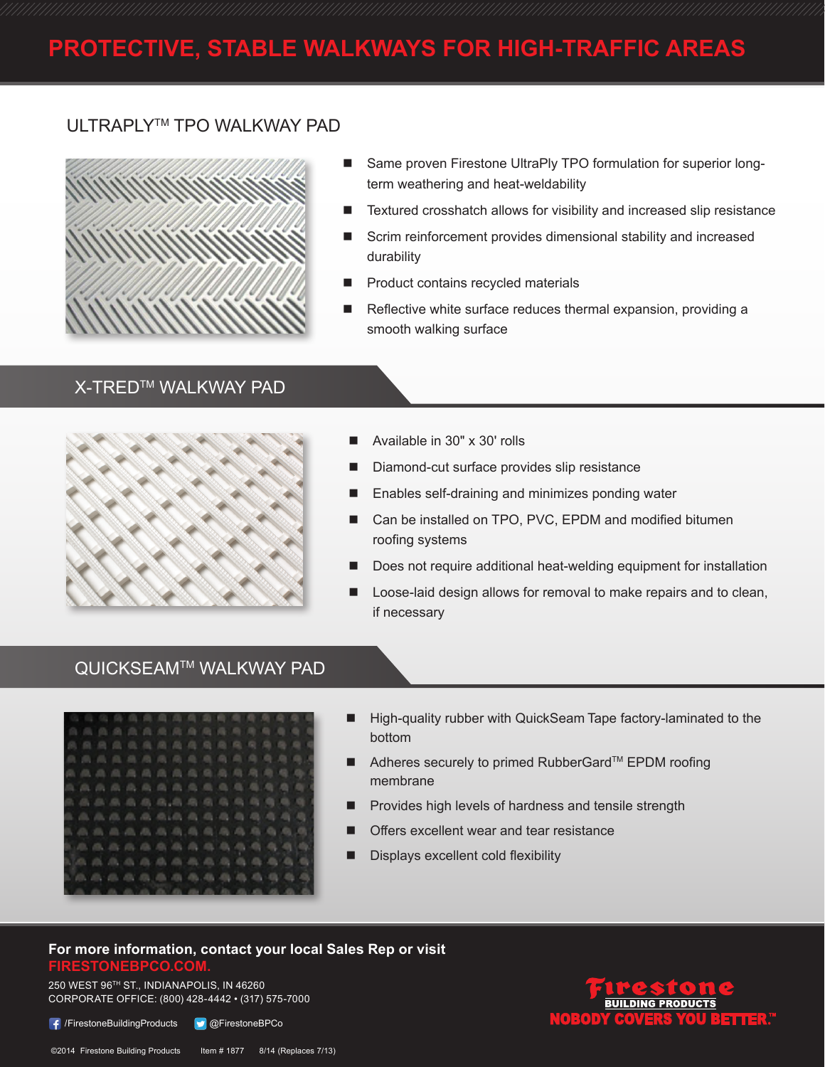# PROTECTIVE, STABLE WALKWAYS FOR HIGH-TRAFFIC AREAS

## ULTRAPLY™ TPO WALKWAY PAD

- Same proven Firestone UltraPly TPO formulation for superior long-term weathering and heat-weldability
- Textured crosshatch allows for visibility and increased slip resistance
- Scrim reinforcement provides dimensional stability and increased durability
- Product contains recycled materials
- Reflective white surface reduces thermal expansion, providing a smooth walking surface

## X-TRED™ WALKWAY PAD

- Available in 30" x 30' rolls
- Diamond-cut surface provides slip resistance
- Enables self-draining and minimizes ponding water
- Can be installed on TPO, PVC, EPDM and modified bitumen roofing systems
- Does not require additional heat-welding equipment for installation
- Loose-laid design allows for removal to make repairs and to clean, if necessary

## QUICKSEAM™ WALKWAY PAD

- High-quality rubber with QuickSeam Tape factory-laminated to the bottom
- Adheres securely to primed RubberGard™ EPDM roofing membrane
- Provides high levels of hardness and tensile strength
- Offers excellent wear and tear resistance
- Displays excellent cold flexibility

**For more information, contact your local Sales Rep or visit FIRESTONEBPCO.COM.**

250 WEST 96TH ST., INDIANAPOLIS, IN 46260
CORPORATE OFFICE: (800) 428-4442 • (317) 575-7000

/FirestoneBuildingProducts @FirestoneBPCo

Firestone BUILDING PRODUCTS
NOBODY COVERS YOU BETTER.™

©2014 Firestone Building Products Item # 1877 8/14 (Replaces 7/13)